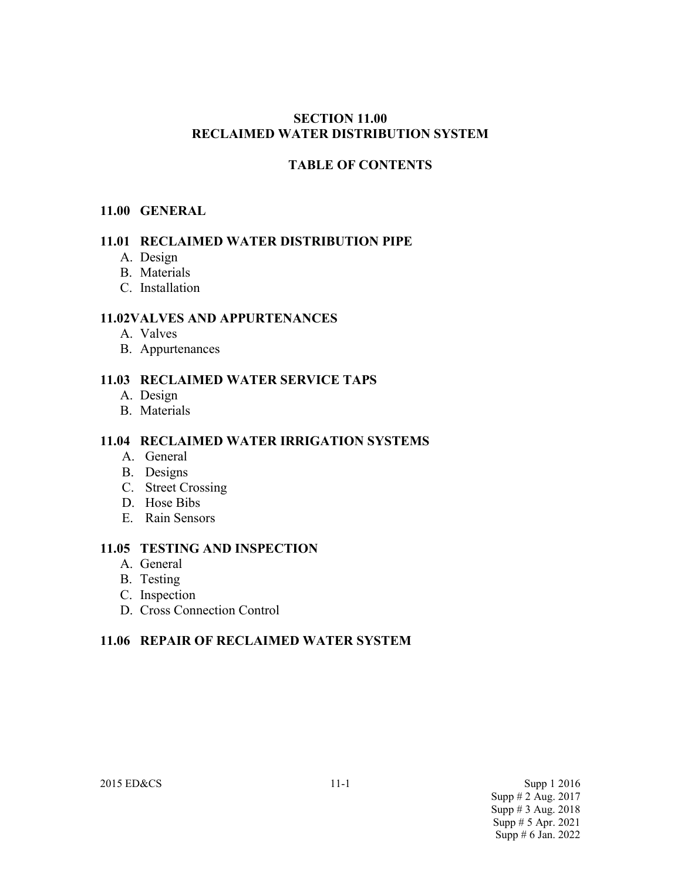# SECTION 11.00
# RECLAIMED WATER DISTRIBUTION SYSTEM

## TABLE OF CONTENTS

### 11.00 GENERAL

### 11.01 RECLAIMED WATER DISTRIBUTION PIPE

A. Design
B. Materials
C. Installation

### 11.02VALVES AND APPURTENANCES

A. Valves
B. Appurtenances

### 11.03 RECLAIMED WATER SERVICE TAPS

A. Design
B. Materials

### 11.04 RECLAIMED WATER IRRIGATION SYSTEMS

A. General
B. Designs
C. Street Crossing
D. Hose Bibs
E. Rain Sensors

### 11.05 TESTING AND INSPECTION

A. General
B. Testing
C. Inspection
D. Cross Connection Control

### 11.06 REPAIR OF RECLAIMED WATER SYSTEM

2015 ED&CS

Supp 1 2016
Supp # 2 Aug. 2017
Supp # 3 Aug. 2018
Supp # 5 Apr. 2021
Supp # 6 Jan. 2022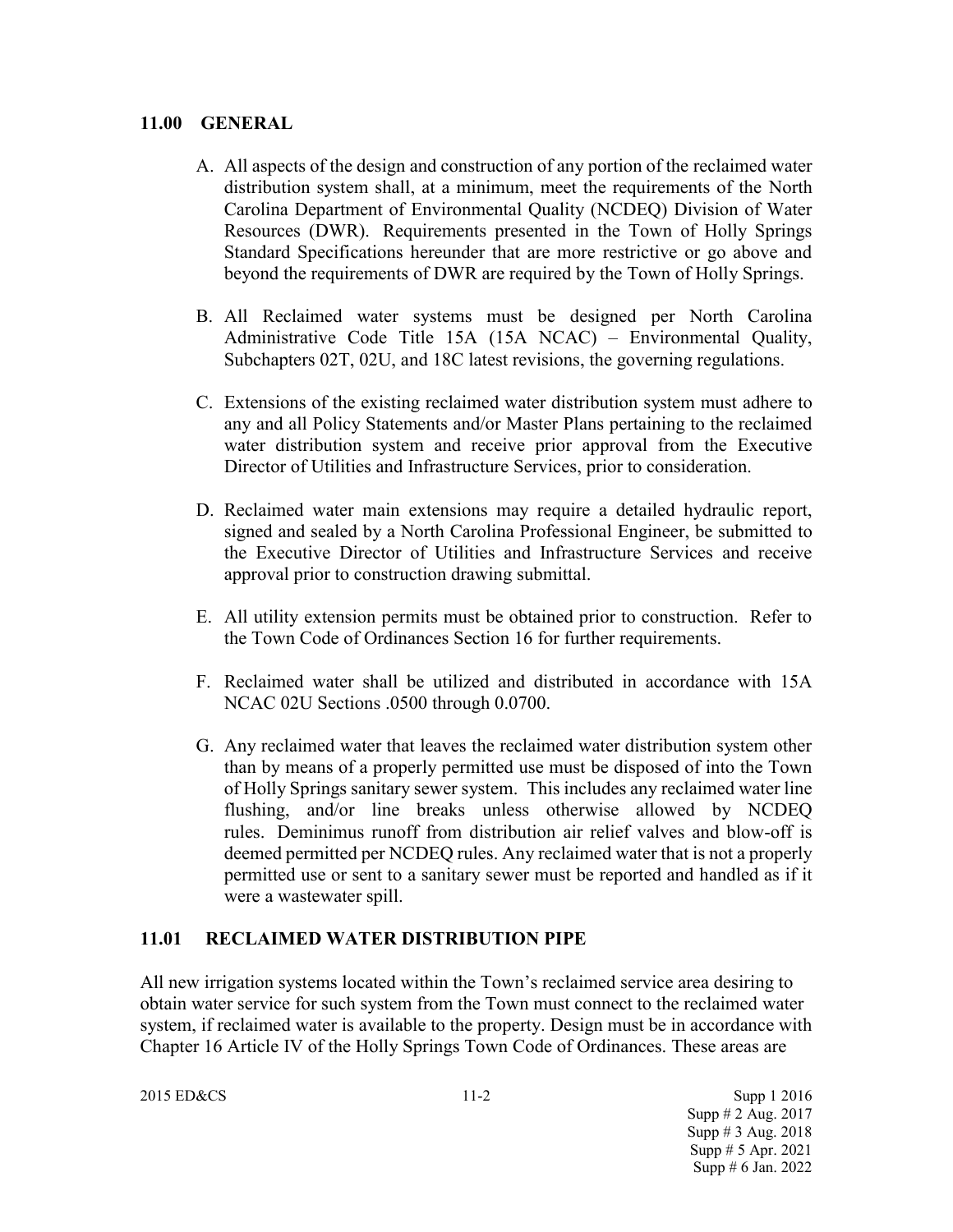## 11.00 GENERAL

A. All aspects of the design and construction of any portion of the reclaimed water distribution system shall, at a minimum, meet the requirements of the North Carolina Department of Environmental Quality (NCDEQ) Division of Water Resources (DWR). Requirements presented in the Town of Holly Springs Standard Specifications hereunder that are more restrictive or go above and beyond the requirements of DWR are required by the Town of Holly Springs.

B. All Reclaimed water systems must be designed per North Carolina Administrative Code Title 15A (15A NCAC) – Environmental Quality, Subchapters 02T, 02U, and 18C latest revisions, the governing regulations.

C. Extensions of the existing reclaimed water distribution system must adhere to any and all Policy Statements and/or Master Plans pertaining to the reclaimed water distribution system and receive prior approval from the Executive Director of Utilities and Infrastructure Services, prior to consideration.

D. Reclaimed water main extensions may require a detailed hydraulic report, signed and sealed by a North Carolina Professional Engineer, be submitted to the Executive Director of Utilities and Infrastructure Services and receive approval prior to construction drawing submittal.

E. All utility extension permits must be obtained prior to construction. Refer to the Town Code of Ordinances Section 16 for further requirements.

F. Reclaimed water shall be utilized and distributed in accordance with 15A NCAC 02U Sections .0500 through 0.0700.

G. Any reclaimed water that leaves the reclaimed water distribution system other than by means of a properly permitted use must be disposed of into the Town of Holly Springs sanitary sewer system. This includes any reclaimed water line flushing, and/or line breaks unless otherwise allowed by NCDEQ rules. Deminimus runoff from distribution air relief valves and blow-off is deemed permitted per NCDEQ rules. Any reclaimed water that is not a properly permitted use or sent to a sanitary sewer must be reported and handled as if it were a wastewater spill.

## 11.01 RECLAIMED WATER DISTRIBUTION PIPE

All new irrigation systems located within the Town's reclaimed service area desiring to obtain water service for such system from the Town must connect to the reclaimed water system, if reclaimed water is available to the property. Design must be in accordance with Chapter 16 Article IV of the Holly Springs Town Code of Ordinances. These areas are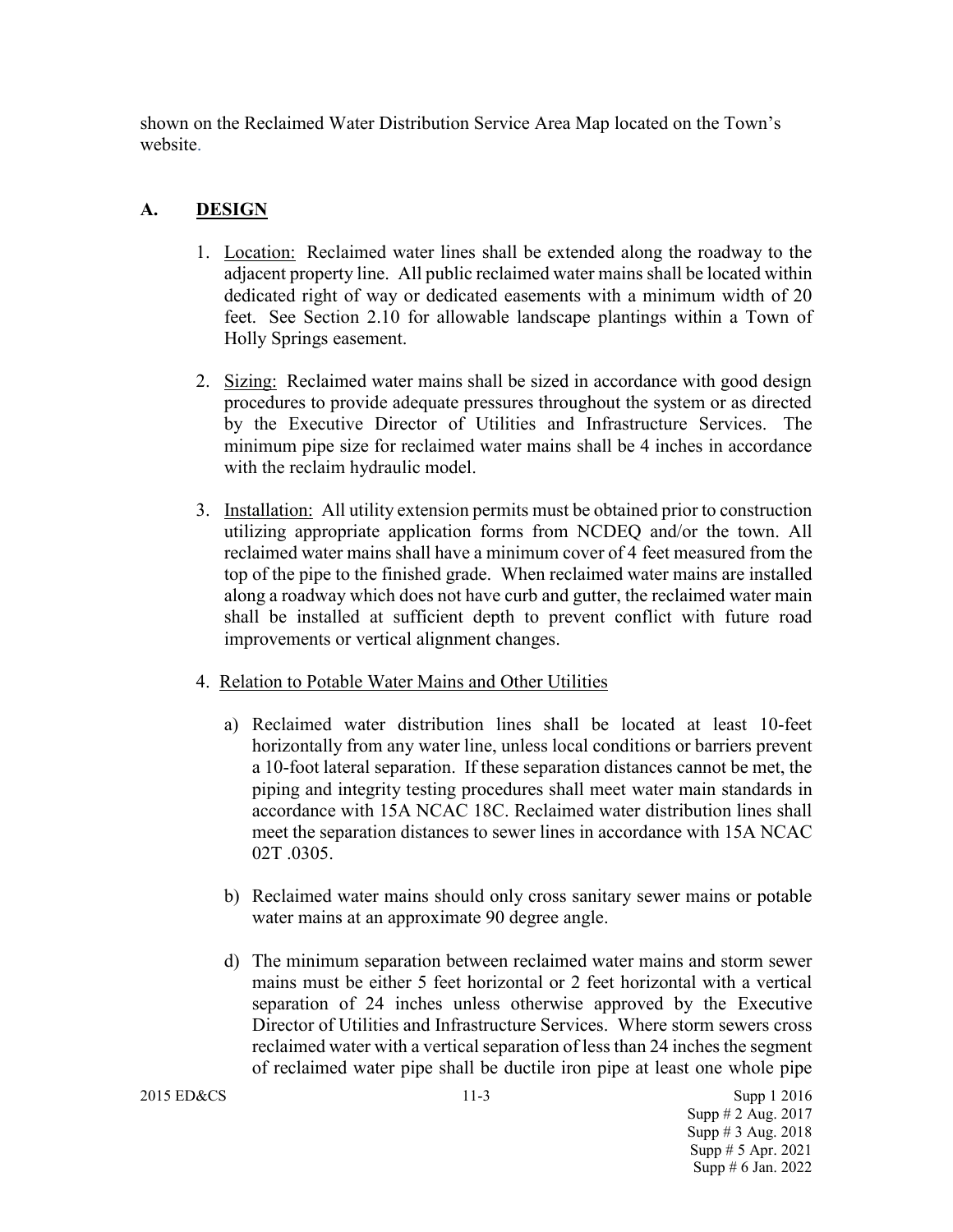shown on the Reclaimed Water Distribution Service Area Map located on the Town's website.

## A. DESIGN

1. Location: Reclaimed water lines shall be extended along the roadway to the adjacent property line. All public reclaimed water mains shall be located within dedicated right of way or dedicated easements with a minimum width of 20 feet. See Section 2.10 for allowable landscape plantings within a Town of Holly Springs easement.

2. Sizing: Reclaimed water mains shall be sized in accordance with good design procedures to provide adequate pressures throughout the system or as directed by the Executive Director of Utilities and Infrastructure Services. The minimum pipe size for reclaimed water mains shall be 4 inches in accordance with the reclaim hydraulic model.

3. Installation: All utility extension permits must be obtained prior to construction utilizing appropriate application forms from NCDEQ and/or the town. All reclaimed water mains shall have a minimum cover of 4 feet measured from the top of the pipe to the finished grade. When reclaimed water mains are installed along a roadway which does not have curb and gutter, the reclaimed water main shall be installed at sufficient depth to prevent conflict with future road improvements or vertical alignment changes.

4. Relation to Potable Water Mains and Other Utilities

   a) Reclaimed water distribution lines shall be located at least 10-feet horizontally from any water line, unless local conditions or barriers prevent a 10-foot lateral separation. If these separation distances cannot be met, the piping and integrity testing procedures shall meet water main standards in accordance with 15A NCAC 18C. Reclaimed water distribution lines shall meet the separation distances to sewer lines in accordance with 15A NCAC 02T .0305.

   b) Reclaimed water mains should only cross sanitary sewer mains or potable water mains at an approximate 90 degree angle.

   d) The minimum separation between reclaimed water mains and storm sewer mains must be either 5 feet horizontal or 2 feet horizontal with a vertical separation of 24 inches unless otherwise approved by the Executive Director of Utilities and Infrastructure Services. Where storm sewers cross reclaimed water with a vertical separation of less than 24 inches the segment of reclaimed water pipe shall be ductile iron pipe at least one whole pipe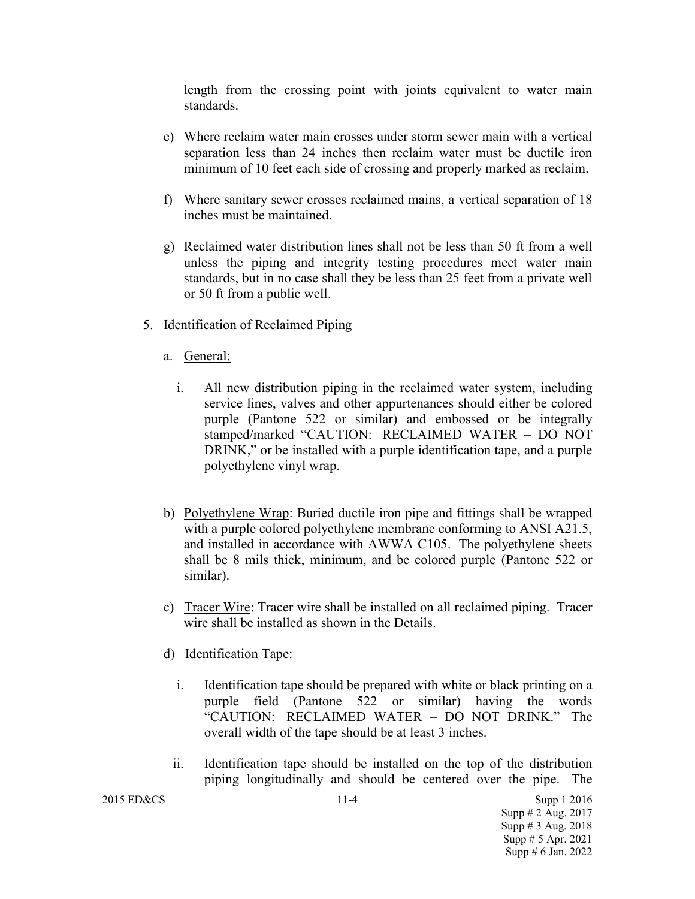length from the crossing point with joints equivalent to water main standards.

e) Where reclaim water main crosses under storm sewer main with a vertical separation less than 24 inches then reclaim water must be ductile iron minimum of 10 feet each side of crossing and properly marked as reclaim.

f) Where sanitary sewer crosses reclaimed mains, a vertical separation of 18 inches must be maintained.

g) Reclaimed water distribution lines shall not be less than 50 ft from a well unless the piping and integrity testing procedures meet water main standards, but in no case shall they be less than 25 feet from a private well or 50 ft from a public well.

5. <u>Identification of Reclaimed Piping</u>

   a. <u>General:</u>

      i. All new distribution piping in the reclaimed water system, including service lines, valves and other appurtenances should either be colored purple (Pantone 522 or similar) and embossed or be integrally stamped/marked "CAUTION: RECLAIMED WATER – DO NOT DRINK," or be installed with a purple identification tape, and a purple polyethylene vinyl wrap.

   b) <u>Polyethylene Wrap</u>: Buried ductile iron pipe and fittings shall be wrapped with a purple colored polyethylene membrane conforming to ANSI A21.5, and installed in accordance with AWWA C105. The polyethylene sheets shall be 8 mils thick, minimum, and be colored purple (Pantone 522 or similar).

   c) <u>Tracer Wire</u>: Tracer wire shall be installed on all reclaimed piping. Tracer wire shall be installed as shown in the Details.

   d) <u>Identification Tape</u>:

      i. Identification tape should be prepared with white or black printing on a purple field (Pantone 522 or similar) having the words "CAUTION: RECLAIMED WATER – DO NOT DRINK." The overall width of the tape should be at least 3 inches.

      ii. Identification tape should be installed on the top of the distribution piping longitudinally and should be centered over the pipe. The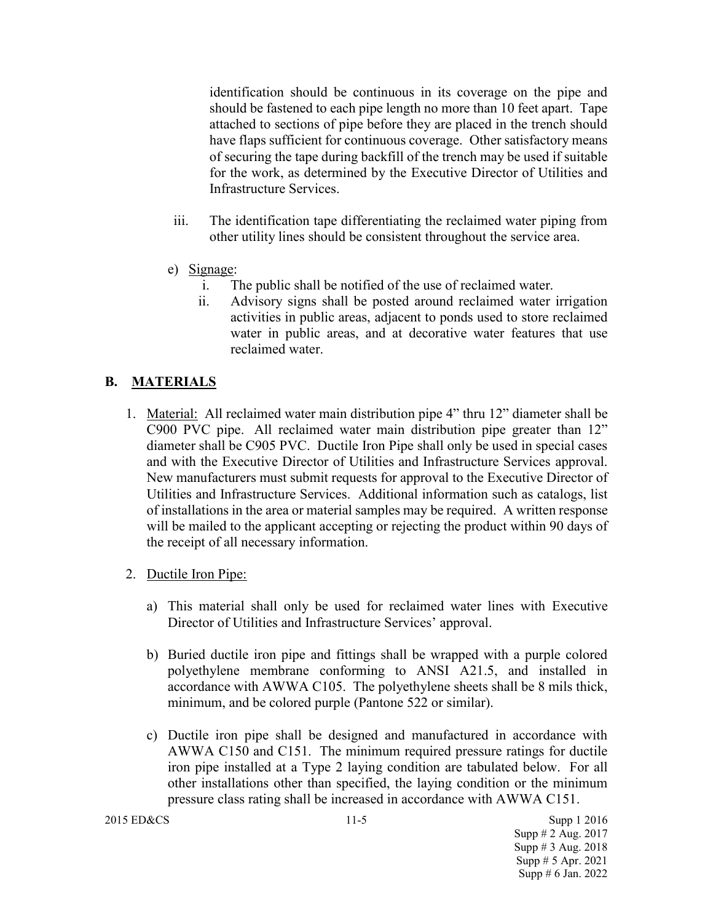identification should be continuous in its coverage on the pipe and should be fastened to each pipe length no more than 10 feet apart. Tape attached to sections of pipe before they are placed in the trench should have flaps sufficient for continuous coverage. Other satisfactory means of securing the tape during backfill of the trench may be used if suitable for the work, as determined by the Executive Director of Utilities and Infrastructure Services.

iii. The identification tape differentiating the reclaimed water piping from other utility lines should be consistent throughout the service area.

e) Signage:

i. The public shall be notified of the use of reclaimed water.

ii. Advisory signs shall be posted around reclaimed water irrigation activities in public areas, adjacent to ponds used to store reclaimed water in public areas, and at decorative water features that use reclaimed water.

## B. MATERIALS

1. Material: All reclaimed water main distribution pipe 4" thru 12" diameter shall be C900 PVC pipe. All reclaimed water main distribution pipe greater than 12" diameter shall be C905 PVC. Ductile Iron Pipe shall only be used in special cases and with the Executive Director of Utilities and Infrastructure Services approval. New manufacturers must submit requests for approval to the Executive Director of Utilities and Infrastructure Services. Additional information such as catalogs, list of installations in the area or material samples may be required. A written response will be mailed to the applicant accepting or rejecting the product within 90 days of the receipt of all necessary information.

2. Ductile Iron Pipe:

   a) This material shall only be used for reclaimed water lines with Executive Director of Utilities and Infrastructure Services' approval.

   b) Buried ductile iron pipe and fittings shall be wrapped with a purple colored polyethylene membrane conforming to ANSI A21.5, and installed in accordance with AWWA C105. The polyethylene sheets shall be 8 mils thick, minimum, and be colored purple (Pantone 522 or similar).

   c) Ductile iron pipe shall be designed and manufactured in accordance with AWWA C150 and C151. The minimum required pressure ratings for ductile iron pipe installed at a Type 2 laying condition are tabulated below. For all other installations other than specified, the laying condition or the minimum pressure class rating shall be increased in accordance with AWWA C151.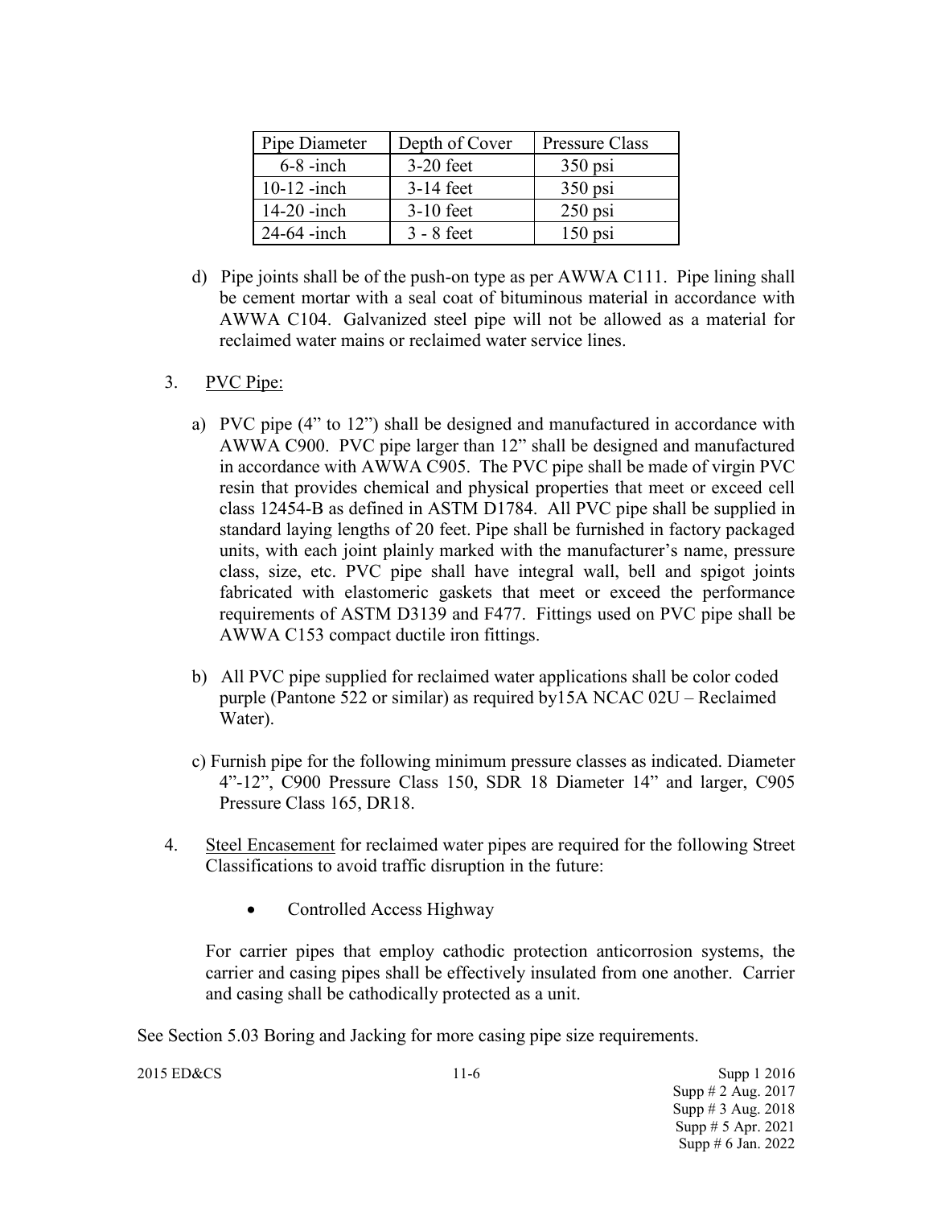| Pipe Diameter | Depth of Cover | Pressure Class |
|---|---|---|
| 6-8 -inch | 3-20 feet | 350 psi |
| 10-12 -inch | 3-14 feet | 350 psi |
| 14-20 -inch | 3-10 feet | 250 psi |
| 24-64 -inch | 3 - 8 feet | 150 psi |

d) Pipe joints shall be of the push-on type as per AWWA C111. Pipe lining shall be cement mortar with a seal coat of bituminous material in accordance with AWWA C104. Galvanized steel pipe will not be allowed as a material for reclaimed water mains or reclaimed water service lines.

3. PVC Pipe:

a) PVC pipe (4" to 12") shall be designed and manufactured in accordance with AWWA C900. PVC pipe larger than 12" shall be designed and manufactured in accordance with AWWA C905. The PVC pipe shall be made of virgin PVC resin that provides chemical and physical properties that meet or exceed cell class 12454-B as defined in ASTM D1784. All PVC pipe shall be supplied in standard laying lengths of 20 feet. Pipe shall be furnished in factory packaged units, with each joint plainly marked with the manufacturer's name, pressure class, size, etc. PVC pipe shall have integral wall, bell and spigot joints fabricated with elastomeric gaskets that meet or exceed the performance requirements of ASTM D3139 and F477. Fittings used on PVC pipe shall be AWWA C153 compact ductile iron fittings.

b) All PVC pipe supplied for reclaimed water applications shall be color coded purple (Pantone 522 or similar) as required by15A NCAC 02U – Reclaimed Water).

c) Furnish pipe for the following minimum pressure classes as indicated. Diameter 4"-12", C900 Pressure Class 150, SDR 18 Diameter 14" and larger, C905 Pressure Class 165, DR18.

4. Steel Encasement for reclaimed water pipes are required for the following Street Classifications to avoid traffic disruption in the future:

- Controlled Access Highway

For carrier pipes that employ cathodic protection anticorrosion systems, the carrier and casing pipes shall be effectively insulated from one another. Carrier and casing shall be cathodically protected as a unit.

See Section 5.03 Boring and Jacking for more casing pipe size requirements.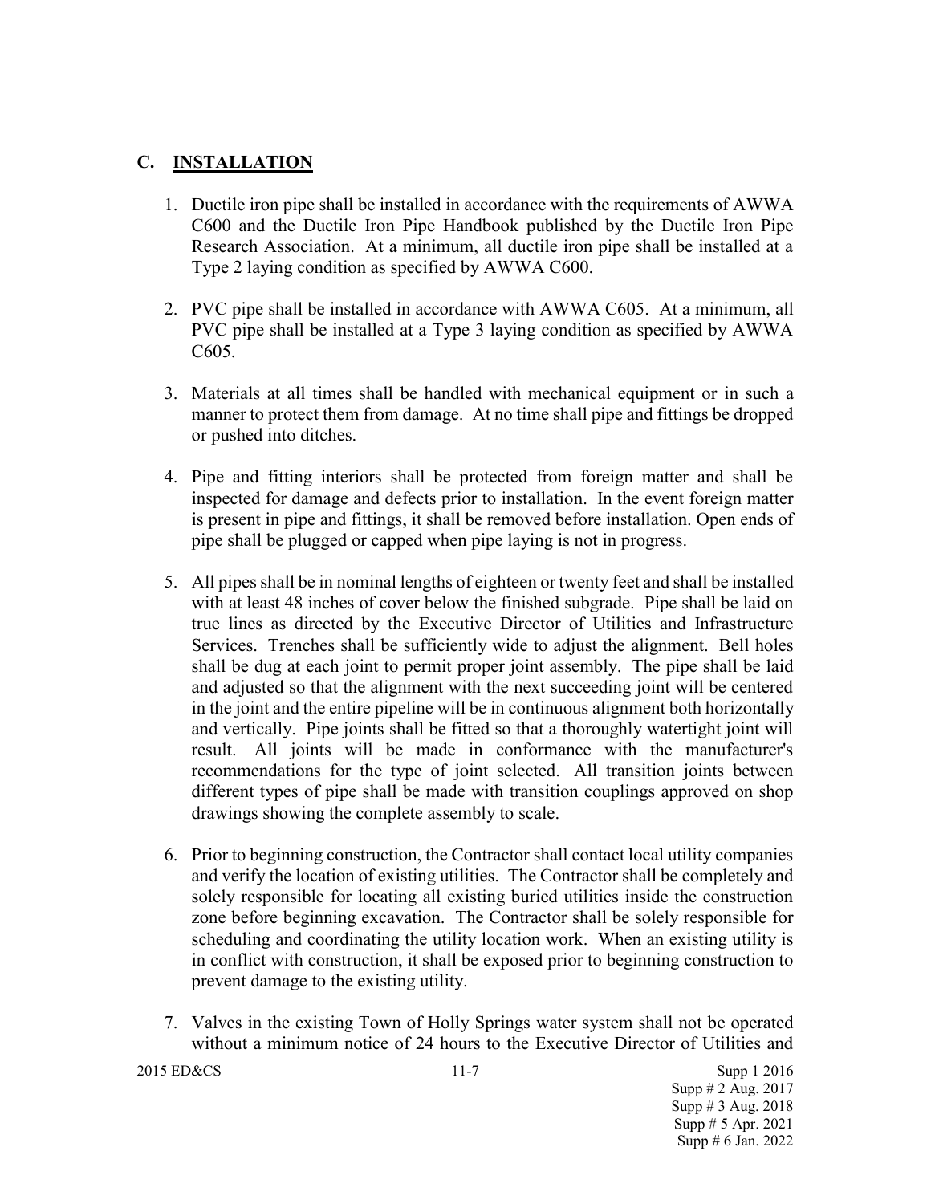## C. INSTALLATION

1. Ductile iron pipe shall be installed in accordance with the requirements of AWWA C600 and the Ductile Iron Pipe Handbook published by the Ductile Iron Pipe Research Association. At a minimum, all ductile iron pipe shall be installed at a Type 2 laying condition as specified by AWWA C600.

2. PVC pipe shall be installed in accordance with AWWA C605. At a minimum, all PVC pipe shall be installed at a Type 3 laying condition as specified by AWWA C605.

3. Materials at all times shall be handled with mechanical equipment or in such a manner to protect them from damage. At no time shall pipe and fittings be dropped or pushed into ditches.

4. Pipe and fitting interiors shall be protected from foreign matter and shall be inspected for damage and defects prior to installation. In the event foreign matter is present in pipe and fittings, it shall be removed before installation. Open ends of pipe shall be plugged or capped when pipe laying is not in progress.

5. All pipes shall be in nominal lengths of eighteen or twenty feet and shall be installed with at least 48 inches of cover below the finished subgrade. Pipe shall be laid on true lines as directed by the Executive Director of Utilities and Infrastructure Services. Trenches shall be sufficiently wide to adjust the alignment. Bell holes shall be dug at each joint to permit proper joint assembly. The pipe shall be laid and adjusted so that the alignment with the next succeeding joint will be centered in the joint and the entire pipeline will be in continuous alignment both horizontally and vertically. Pipe joints shall be fitted so that a thoroughly watertight joint will result. All joints will be made in conformance with the manufacturer's recommendations for the type of joint selected. All transition joints between different types of pipe shall be made with transition couplings approved on shop drawings showing the complete assembly to scale.

6. Prior to beginning construction, the Contractor shall contact local utility companies and verify the location of existing utilities. The Contractor shall be completely and solely responsible for locating all existing buried utilities inside the construction zone before beginning excavation. The Contractor shall be solely responsible for scheduling and coordinating the utility location work. When an existing utility is in conflict with construction, it shall be exposed prior to beginning construction to prevent damage to the existing utility.

7. Valves in the existing Town of Holly Springs water system shall not be operated without a minimum notice of 24 hours to the Executive Director of Utilities and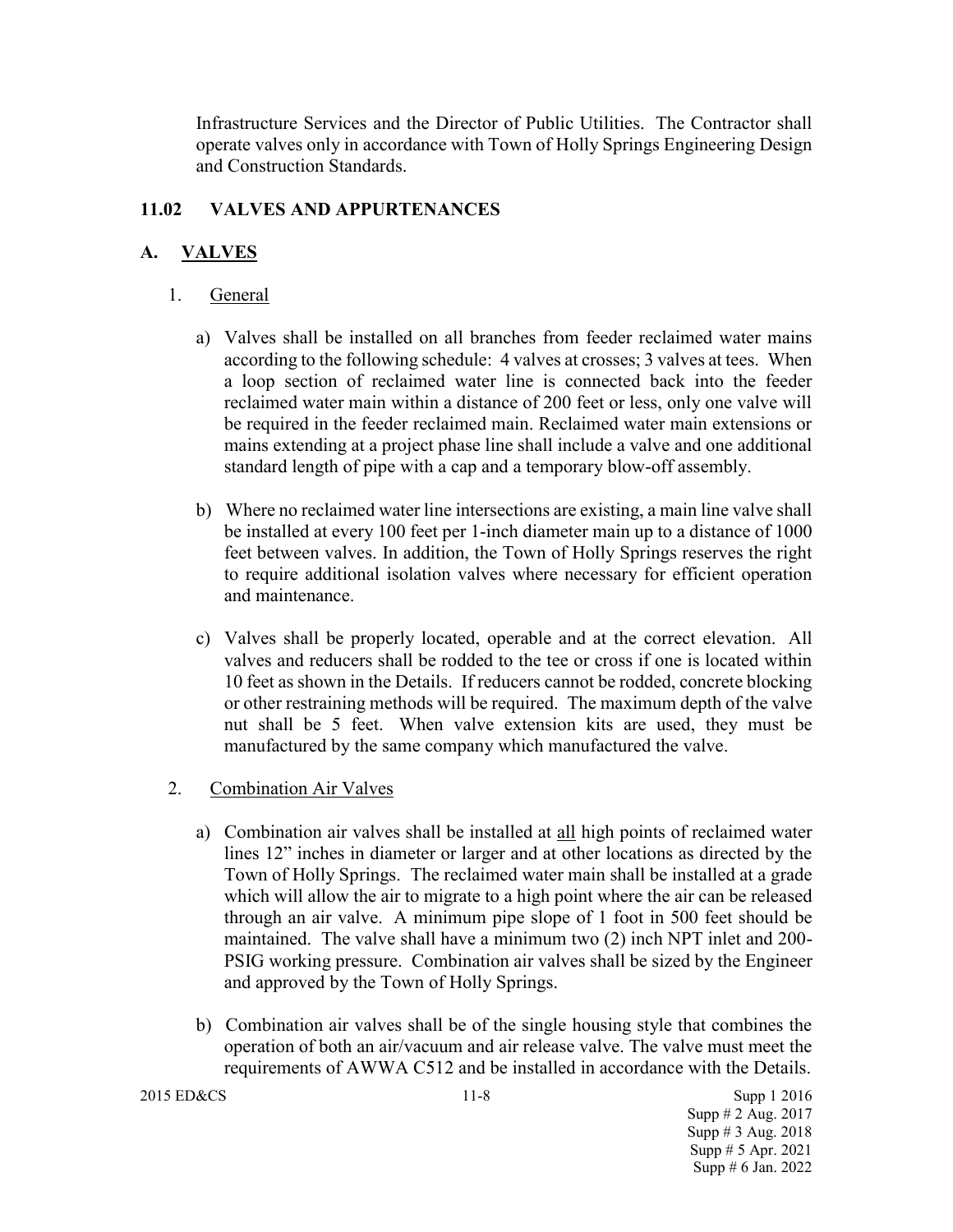Infrastructure Services and the Director of Public Utilities. The Contractor shall operate valves only in accordance with Town of Holly Springs Engineering Design and Construction Standards.

## 11.02 VALVES AND APPURTENANCES

### A. VALVES

1. General

   a) Valves shall be installed on all branches from feeder reclaimed water mains according to the following schedule: 4 valves at crosses; 3 valves at tees. When a loop section of reclaimed water line is connected back into the feeder reclaimed water main within a distance of 200 feet or less, only one valve will be required in the feeder reclaimed main. Reclaimed water main extensions or mains extending at a project phase line shall include a valve and one additional standard length of pipe with a cap and a temporary blow-off assembly.

   b) Where no reclaimed water line intersections are existing, a main line valve shall be installed at every 100 feet per 1-inch diameter main up to a distance of 1000 feet between valves. In addition, the Town of Holly Springs reserves the right to require additional isolation valves where necessary for efficient operation and maintenance.

   c) Valves shall be properly located, operable and at the correct elevation. All valves and reducers shall be rodded to the tee or cross if one is located within 10 feet as shown in the Details. If reducers cannot be rodded, concrete blocking or other restraining methods will be required. The maximum depth of the valve nut shall be 5 feet. When valve extension kits are used, they must be manufactured by the same company which manufactured the valve.

2. Combination Air Valves

   a) Combination air valves shall be installed at all high points of reclaimed water lines 12" inches in diameter or larger and at other locations as directed by the Town of Holly Springs. The reclaimed water main shall be installed at a grade which will allow the air to migrate to a high point where the air can be released through an air valve. A minimum pipe slope of 1 foot in 500 feet should be maintained. The valve shall have a minimum two (2) inch NPT inlet and 200-PSIG working pressure. Combination air valves shall be sized by the Engineer and approved by the Town of Holly Springs.

   b) Combination air valves shall be of the single housing style that combines the operation of both an air/vacuum and air release valve. The valve must meet the requirements of AWWA C512 and be installed in accordance with the Details.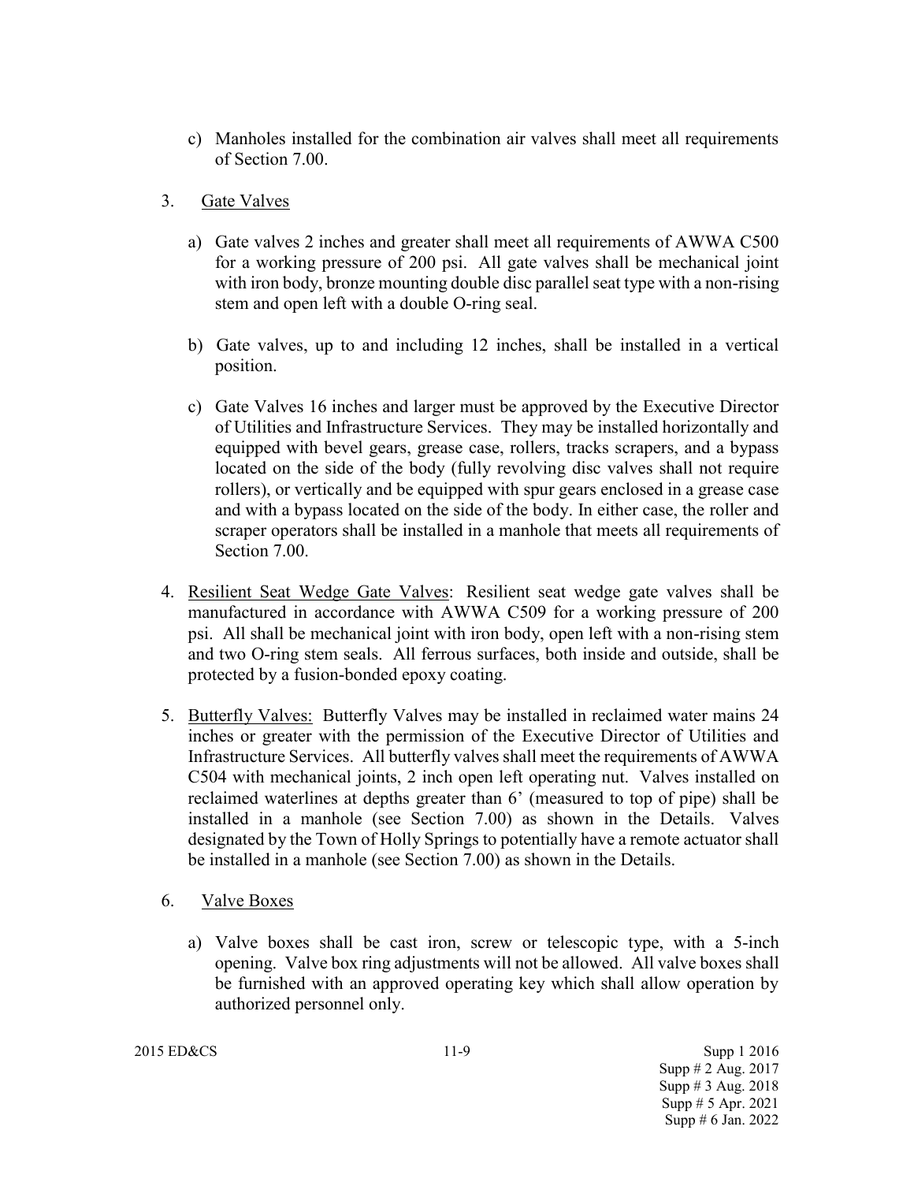c) Manholes installed for the combination air valves shall meet all requirements of Section 7.00.

3. Gate Valves

a) Gate valves 2 inches and greater shall meet all requirements of AWWA C500 for a working pressure of 200 psi. All gate valves shall be mechanical joint with iron body, bronze mounting double disc parallel seat type with a non-rising stem and open left with a double O-ring seal.

b) Gate valves, up to and including 12 inches, shall be installed in a vertical position.

c) Gate Valves 16 inches and larger must be approved by the Executive Director of Utilities and Infrastructure Services. They may be installed horizontally and equipped with bevel gears, grease case, rollers, tracks scrapers, and a bypass located on the side of the body (fully revolving disc valves shall not require rollers), or vertically and be equipped with spur gears enclosed in a grease case and with a bypass located on the side of the body. In either case, the roller and scraper operators shall be installed in a manhole that meets all requirements of Section 7.00.

4. Resilient Seat Wedge Gate Valves: Resilient seat wedge gate valves shall be manufactured in accordance with AWWA C509 for a working pressure of 200 psi. All shall be mechanical joint with iron body, open left with a non-rising stem and two O-ring stem seals. All ferrous surfaces, both inside and outside, shall be protected by a fusion-bonded epoxy coating.

5. Butterfly Valves: Butterfly Valves may be installed in reclaimed water mains 24 inches or greater with the permission of the Executive Director of Utilities and Infrastructure Services. All butterfly valves shall meet the requirements of AWWA C504 with mechanical joints, 2 inch open left operating nut. Valves installed on reclaimed waterlines at depths greater than 6' (measured to top of pipe) shall be installed in a manhole (see Section 7.00) as shown in the Details. Valves designated by the Town of Holly Springs to potentially have a remote actuator shall be installed in a manhole (see Section 7.00) as shown in the Details.

6. Valve Boxes

a) Valve boxes shall be cast iron, screw or telescopic type, with a 5-inch opening. Valve box ring adjustments will not be allowed. All valve boxes shall be furnished with an approved operating key which shall allow operation by authorized personnel only.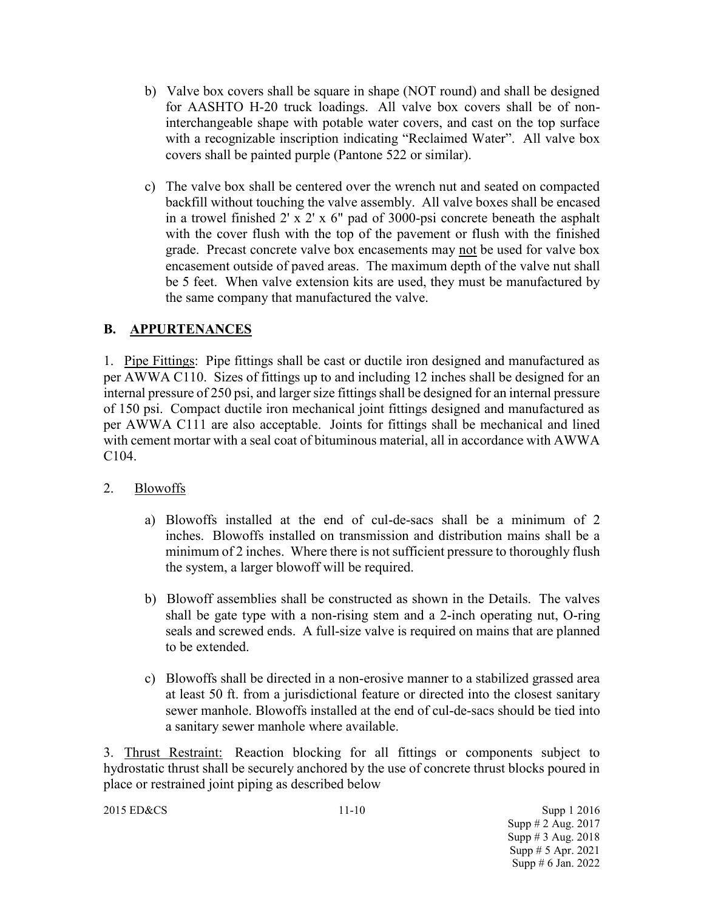b) Valve box covers shall be square in shape (NOT round) and shall be designed for AASHTO H-20 truck loadings. All valve box covers shall be of non-interchangeable shape with potable water covers, and cast on the top surface with a recognizable inscription indicating "Reclaimed Water". All valve box covers shall be painted purple (Pantone 522 or similar).

c) The valve box shall be centered over the wrench nut and seated on compacted backfill without touching the valve assembly. All valve boxes shall be encased in a trowel finished 2' x 2' x 6" pad of 3000-psi concrete beneath the asphalt with the cover flush with the top of the pavement or flush with the finished grade. Precast concrete valve box encasements may not be used for valve box encasement outside of paved areas. The maximum depth of the valve nut shall be 5 feet. When valve extension kits are used, they must be manufactured by the same company that manufactured the valve.

## B. APPURTENANCES

1. Pipe Fittings: Pipe fittings shall be cast or ductile iron designed and manufactured as per AWWA C110. Sizes of fittings up to and including 12 inches shall be designed for an internal pressure of 250 psi, and larger size fittings shall be designed for an internal pressure of 150 psi. Compact ductile iron mechanical joint fittings designed and manufactured as per AWWA C111 are also acceptable. Joints for fittings shall be mechanical and lined with cement mortar with a seal coat of bituminous material, all in accordance with AWWA C104.

2. Blowoffs

a) Blowoffs installed at the end of cul-de-sacs shall be a minimum of 2 inches. Blowoffs installed on transmission and distribution mains shall be a minimum of 2 inches. Where there is not sufficient pressure to thoroughly flush the system, a larger blowoff will be required.

b) Blowoff assemblies shall be constructed as shown in the Details. The valves shall be gate type with a non-rising stem and a 2-inch operating nut, O-ring seals and screwed ends. A full-size valve is required on mains that are planned to be extended.

c) Blowoffs shall be directed in a non-erosive manner to a stabilized grassed area at least 50 ft. from a jurisdictional feature or directed into the closest sanitary sewer manhole. Blowoffs installed at the end of cul-de-sacs should be tied into a sanitary sewer manhole where available.

3. Thrust Restraint: Reaction blocking for all fittings or components subject to hydrostatic thrust shall be securely anchored by the use of concrete thrust blocks poured in place or restrained joint piping as described below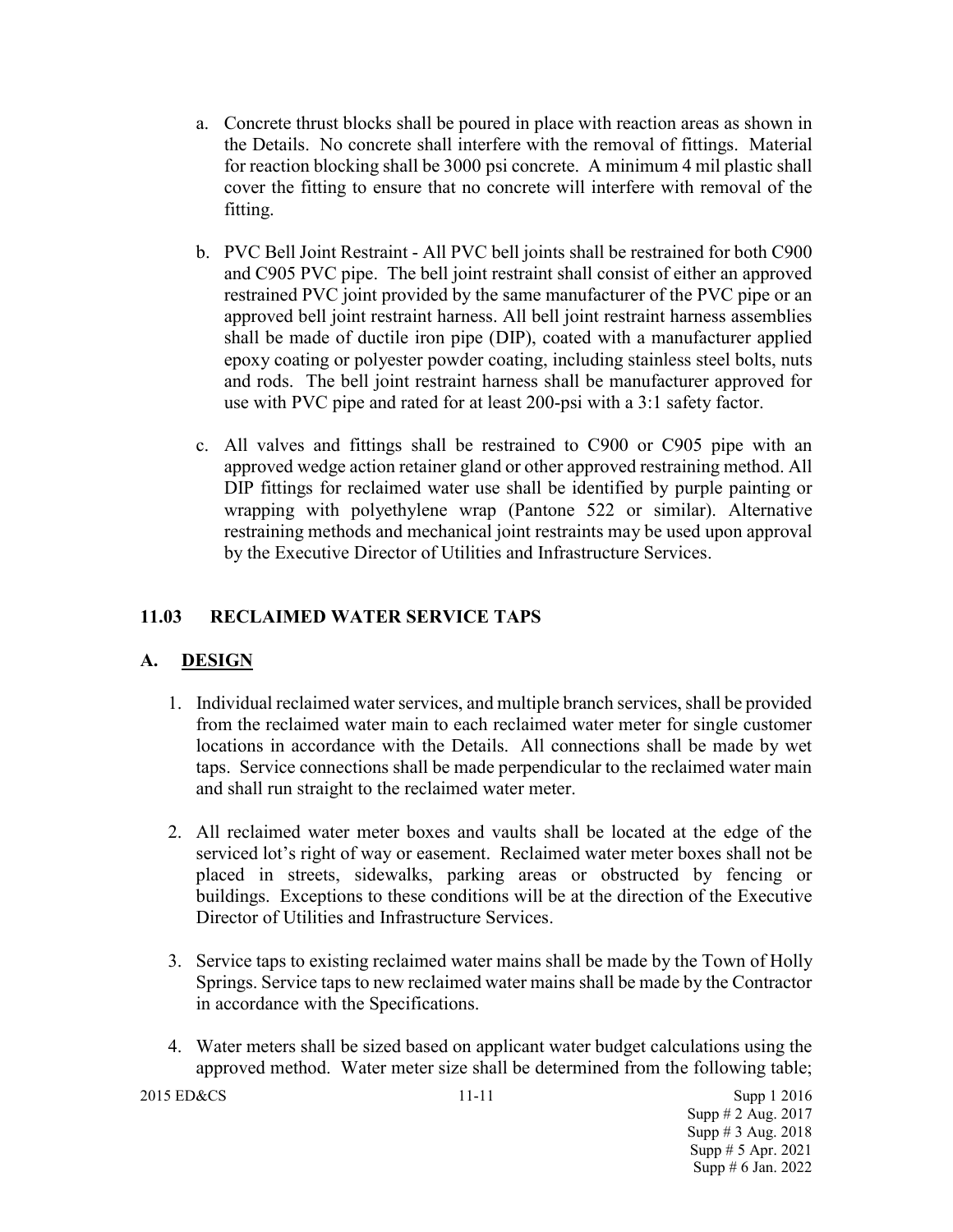a. Concrete thrust blocks shall be poured in place with reaction areas as shown in the Details. No concrete shall interfere with the removal of fittings. Material for reaction blocking shall be 3000 psi concrete. A minimum 4 mil plastic shall cover the fitting to ensure that no concrete will interfere with removal of the fitting.

b. PVC Bell Joint Restraint - All PVC bell joints shall be restrained for both C900 and C905 PVC pipe. The bell joint restraint shall consist of either an approved restrained PVC joint provided by the same manufacturer of the PVC pipe or an approved bell joint restraint harness. All bell joint restraint harness assemblies shall be made of ductile iron pipe (DIP), coated with a manufacturer applied epoxy coating or polyester powder coating, including stainless steel bolts, nuts and rods. The bell joint restraint harness shall be manufacturer approved for use with PVC pipe and rated for at least 200-psi with a 3:1 safety factor.

c. All valves and fittings shall be restrained to C900 or C905 pipe with an approved wedge action retainer gland or other approved restraining method. All DIP fittings for reclaimed water use shall be identified by purple painting or wrapping with polyethylene wrap (Pantone 522 or similar). Alternative restraining methods and mechanical joint restraints may be used upon approval by the Executive Director of Utilities and Infrastructure Services.

## 11.03 RECLAIMED WATER SERVICE TAPS

### A. DESIGN

1. Individual reclaimed water services, and multiple branch services, shall be provided from the reclaimed water main to each reclaimed water meter for single customer locations in accordance with the Details. All connections shall be made by wet taps. Service connections shall be made perpendicular to the reclaimed water main and shall run straight to the reclaimed water meter.

2. All reclaimed water meter boxes and vaults shall be located at the edge of the serviced lot's right of way or easement. Reclaimed water meter boxes shall not be placed in streets, sidewalks, parking areas or obstructed by fencing or buildings. Exceptions to these conditions will be at the direction of the Executive Director of Utilities and Infrastructure Services.

3. Service taps to existing reclaimed water mains shall be made by the Town of Holly Springs. Service taps to new reclaimed water mains shall be made by the Contractor in accordance with the Specifications.

4. Water meters shall be sized based on applicant water budget calculations using the approved method. Water meter size shall be determined from the following table;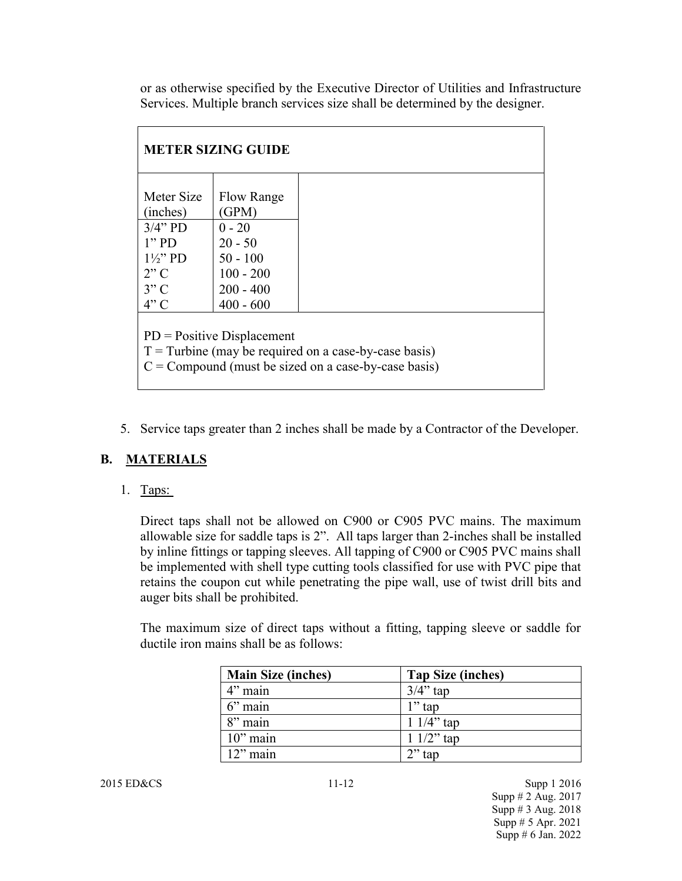or as otherwise specified by the Executive Director of Utilities and Infrastructure Services. Multiple branch services size shall be determined by the designer.

| METER SIZING GUIDE | |
|---|---|
| Meter Size (inches) | Flow Range (GPM) |
| 3/4" PD | 0 - 20 |
| 1" PD | 20 - 50 |
| 1½" PD | 50 - 100 |
| 2" C | 100 - 200 |
| 3" C | 200 - 400 |
| 4" C | 400 - 600 |

PD = Positive Displacement
T = Turbine (may be required on a case-by-case basis)
C = Compound (must be sized on a case-by-case basis)

5. Service taps greater than 2 inches shall be made by a Contractor of the Developer.

## B. MATERIALS

1. Taps:

   Direct taps shall not be allowed on C900 or C905 PVC mains. The maximum allowable size for saddle taps is 2". All taps larger than 2-inches shall be installed by inline fittings or tapping sleeves. All tapping of C900 or C905 PVC mains shall be implemented with shell type cutting tools classified for use with PVC pipe that retains the coupon cut while penetrating the pipe wall, use of twist drill bits and auger bits shall be prohibited.

   The maximum size of direct taps without a fitting, tapping sleeve or saddle for ductile iron mains shall be as follows:

| Main Size (inches) | Tap Size (inches) |
|---|---|
| 4" main | 3/4" tap |
| 6" main | 1" tap |
| 8" main | 1 1/4" tap |
| 10" main | 1 1/2" tap |
| 12" main | 2" tap |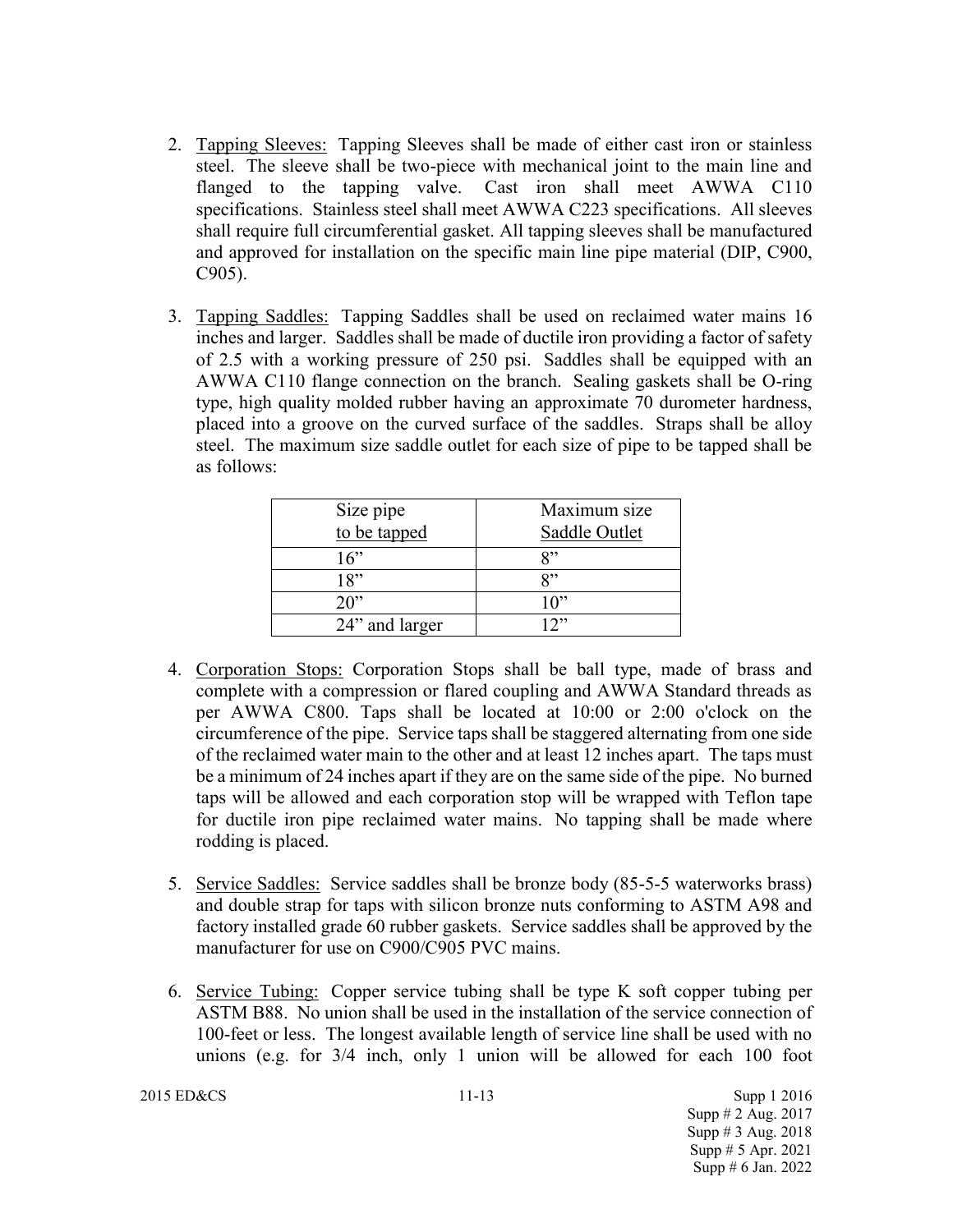2. Tapping Sleeves: Tapping Sleeves shall be made of either cast iron or stainless steel. The sleeve shall be two-piece with mechanical joint to the main line and flanged to the tapping valve. Cast iron shall meet AWWA C110 specifications. Stainless steel shall meet AWWA C223 specifications. All sleeves shall require full circumferential gasket. All tapping sleeves shall be manufactured and approved for installation on the specific main line pipe material (DIP, C900, C905).

3. Tapping Saddles: Tapping Saddles shall be used on reclaimed water mains 16 inches and larger. Saddles shall be made of ductile iron providing a factor of safety of 2.5 with a working pressure of 250 psi. Saddles shall be equipped with an AWWA C110 flange connection on the branch. Sealing gaskets shall be O-ring type, high quality molded rubber having an approximate 70 durometer hardness, placed into a groove on the curved surface of the saddles. Straps shall be alloy steel. The maximum size saddle outlet for each size of pipe to be tapped shall be as follows:

| Size pipe to be tapped | Maximum size Saddle Outlet |
|---|---|
| 16" | 8" |
| 18" | 8" |
| 20" | 10" |
| 24" and larger | 12" |

4. Corporation Stops: Corporation Stops shall be ball type, made of brass and complete with a compression or flared coupling and AWWA Standard threads as per AWWA C800. Taps shall be located at 10:00 or 2:00 o'clock on the circumference of the pipe. Service taps shall be staggered alternating from one side of the reclaimed water main to the other and at least 12 inches apart. The taps must be a minimum of 24 inches apart if they are on the same side of the pipe. No burned taps will be allowed and each corporation stop will be wrapped with Teflon tape for ductile iron pipe reclaimed water mains. No tapping shall be made where rodding is placed.

5. Service Saddles: Service saddles shall be bronze body (85-5-5 waterworks brass) and double strap for taps with silicon bronze nuts conforming to ASTM A98 and factory installed grade 60 rubber gaskets. Service saddles shall be approved by the manufacturer for use on C900/C905 PVC mains.

6. Service Tubing: Copper service tubing shall be type K soft copper tubing per ASTM B88. No union shall be used in the installation of the service connection of 100-feet or less. The longest available length of service line shall be used with no unions (e.g. for 3/4 inch, only 1 union will be allowed for each 100 foot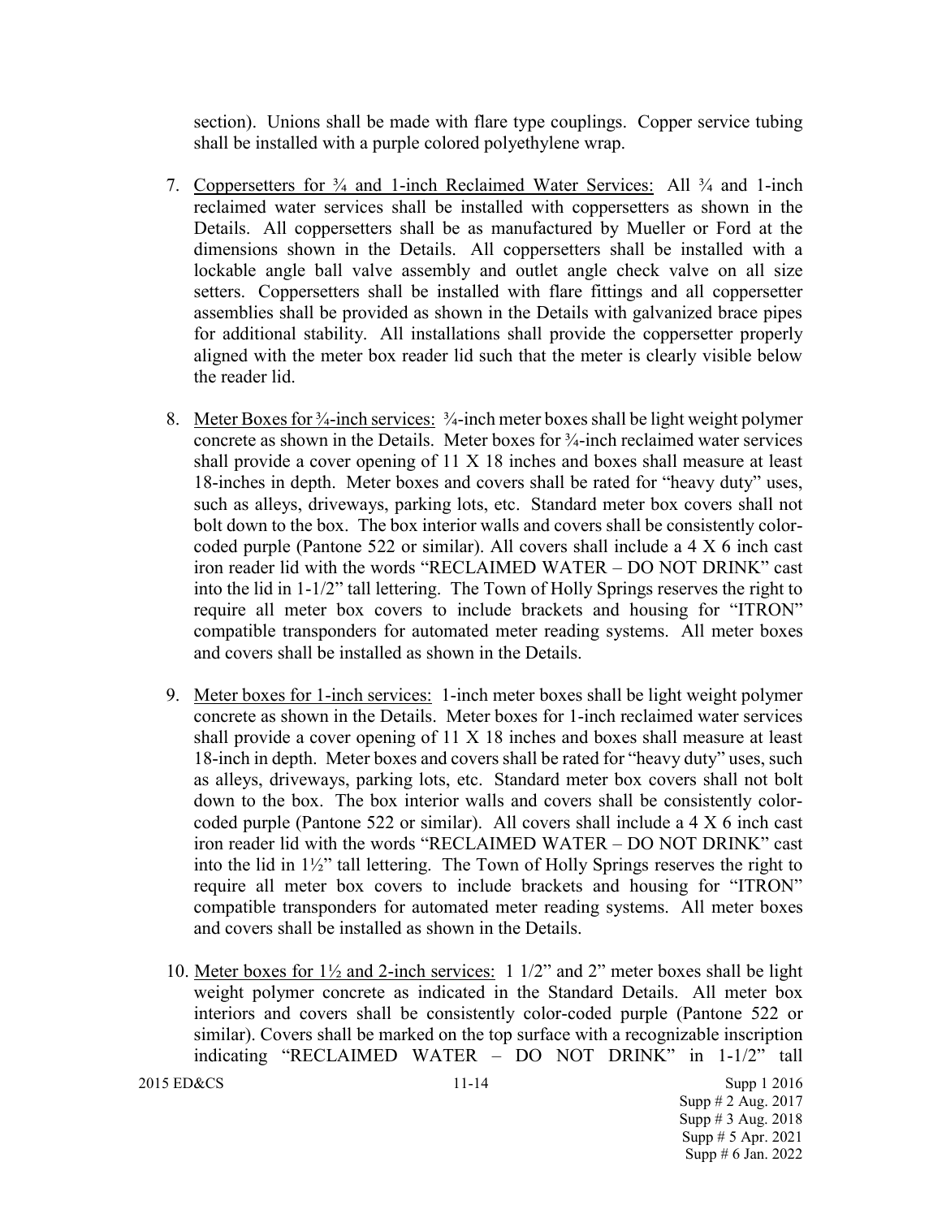section). Unions shall be made with flare type couplings. Copper service tubing shall be installed with a purple colored polyethylene wrap.

7. Coppersetters for ¾ and 1-inch Reclaimed Water Services: All ¾ and 1-inch reclaimed water services shall be installed with coppersetters as shown in the Details. All coppersetters shall be as manufactured by Mueller or Ford at the dimensions shown in the Details. All coppersetters shall be installed with a lockable angle ball valve assembly and outlet angle check valve on all size setters. Coppersetters shall be installed with flare fittings and all coppersetter assemblies shall be provided as shown in the Details with galvanized brace pipes for additional stability. All installations shall provide the coppersetter properly aligned with the meter box reader lid such that the meter is clearly visible below the reader lid.

8. Meter Boxes for ¾-inch services: ¾-inch meter boxes shall be light weight polymer concrete as shown in the Details. Meter boxes for ¾-inch reclaimed water services shall provide a cover opening of 11 X 18 inches and boxes shall measure at least 18-inches in depth. Meter boxes and covers shall be rated for "heavy duty" uses, such as alleys, driveways, parking lots, etc. Standard meter box covers shall not bolt down to the box. The box interior walls and covers shall be consistently color-coded purple (Pantone 522 or similar). All covers shall include a 4 X 6 inch cast iron reader lid with the words "RECLAIMED WATER – DO NOT DRINK" cast into the lid in 1-1/2" tall lettering. The Town of Holly Springs reserves the right to require all meter box covers to include brackets and housing for "ITRON" compatible transponders for automated meter reading systems. All meter boxes and covers shall be installed as shown in the Details.

9. Meter boxes for 1-inch services: 1-inch meter boxes shall be light weight polymer concrete as shown in the Details. Meter boxes for 1-inch reclaimed water services shall provide a cover opening of 11 X 18 inches and boxes shall measure at least 18-inch in depth. Meter boxes and covers shall be rated for "heavy duty" uses, such as alleys, driveways, parking lots, etc. Standard meter box covers shall not bolt down to the box. The box interior walls and covers shall be consistently color-coded purple (Pantone 522 or similar). All covers shall include a 4 X 6 inch cast iron reader lid with the words "RECLAIMED WATER – DO NOT DRINK" cast into the lid in 1½" tall lettering. The Town of Holly Springs reserves the right to require all meter box covers to include brackets and housing for "ITRON" compatible transponders for automated meter reading systems. All meter boxes and covers shall be installed as shown in the Details.

10. Meter boxes for 1½ and 2-inch services: 1 1/2" and 2" meter boxes shall be light weight polymer concrete as indicated in the Standard Details. All meter box interiors and covers shall be consistently color-coded purple (Pantone 522 or similar). Covers shall be marked on the top surface with a recognizable inscription indicating "RECLAIMED WATER – DO NOT DRINK" in 1-1/2" tall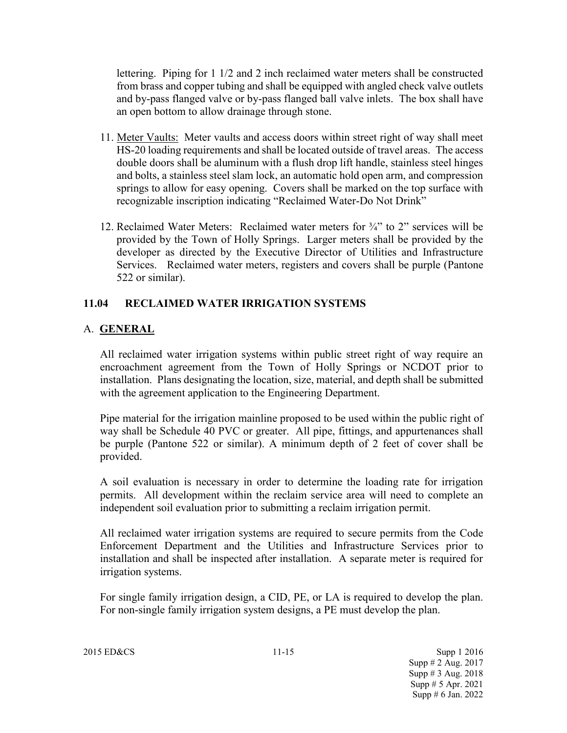lettering. Piping for 1 1/2 and 2 inch reclaimed water meters shall be constructed from brass and copper tubing and shall be equipped with angled check valve outlets and by-pass flanged valve or by-pass flanged ball valve inlets. The box shall have an open bottom to allow drainage through stone.

11. Meter Vaults: Meter vaults and access doors within street right of way shall meet HS-20 loading requirements and shall be located outside of travel areas. The access double doors shall be aluminum with a flush drop lift handle, stainless steel hinges and bolts, a stainless steel slam lock, an automatic hold open arm, and compression springs to allow for easy opening. Covers shall be marked on the top surface with recognizable inscription indicating "Reclaimed Water-Do Not Drink"

12. Reclaimed Water Meters: Reclaimed water meters for ¾" to 2" services will be provided by the Town of Holly Springs. Larger meters shall be provided by the developer as directed by the Executive Director of Utilities and Infrastructure Services. Reclaimed water meters, registers and covers shall be purple (Pantone 522 or similar).

## 11.04 RECLAIMED WATER IRRIGATION SYSTEMS

### A. GENERAL

All reclaimed water irrigation systems within public street right of way require an encroachment agreement from the Town of Holly Springs or NCDOT prior to installation. Plans designating the location, size, material, and depth shall be submitted with the agreement application to the Engineering Department.

Pipe material for the irrigation mainline proposed to be used within the public right of way shall be Schedule 40 PVC or greater. All pipe, fittings, and appurtenances shall be purple (Pantone 522 or similar). A minimum depth of 2 feet of cover shall be provided.

A soil evaluation is necessary in order to determine the loading rate for irrigation permits. All development within the reclaim service area will need to complete an independent soil evaluation prior to submitting a reclaim irrigation permit.

All reclaimed water irrigation systems are required to secure permits from the Code Enforcement Department and the Utilities and Infrastructure Services prior to installation and shall be inspected after installation. A separate meter is required for irrigation systems.

For single family irrigation design, a CID, PE, or LA is required to develop the plan. For non-single family irrigation system designs, a PE must develop the plan.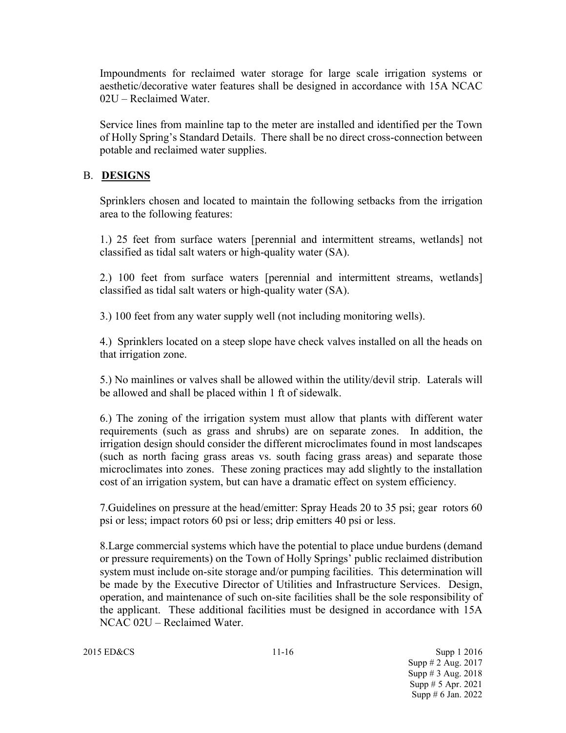Impoundments for reclaimed water storage for large scale irrigation systems or aesthetic/decorative water features shall be designed in accordance with 15A NCAC 02U – Reclaimed Water.

Service lines from mainline tap to the meter are installed and identified per the Town of Holly Spring's Standard Details. There shall be no direct cross-connection between potable and reclaimed water supplies.

## B. **DESIGNS**

Sprinklers chosen and located to maintain the following setbacks from the irrigation area to the following features:

1.) 25 feet from surface waters [perennial and intermittent streams, wetlands] not classified as tidal salt waters or high-quality water (SA).

2.) 100 feet from surface waters [perennial and intermittent streams, wetlands] classified as tidal salt waters or high-quality water (SA).

3.) 100 feet from any water supply well (not including monitoring wells).

4.) Sprinklers located on a steep slope have check valves installed on all the heads on that irrigation zone.

5.) No mainlines or valves shall be allowed within the utility/devil strip. Laterals will be allowed and shall be placed within 1 ft of sidewalk.

6.) The zoning of the irrigation system must allow that plants with different water requirements (such as grass and shrubs) are on separate zones. In addition, the irrigation design should consider the different microclimates found in most landscapes (such as north facing grass areas vs. south facing grass areas) and separate those microclimates into zones. These zoning practices may add slightly to the installation cost of an irrigation system, but can have a dramatic effect on system efficiency.

7.Guidelines on pressure at the head/emitter: Spray Heads 20 to 35 psi; gear rotors 60 psi or less; impact rotors 60 psi or less; drip emitters 40 psi or less.

8.Large commercial systems which have the potential to place undue burdens (demand or pressure requirements) on the Town of Holly Springs' public reclaimed distribution system must include on-site storage and/or pumping facilities. This determination will be made by the Executive Director of Utilities and Infrastructure Services. Design, operation, and maintenance of such on-site facilities shall be the sole responsibility of the applicant. These additional facilities must be designed in accordance with 15A NCAC 02U – Reclaimed Water.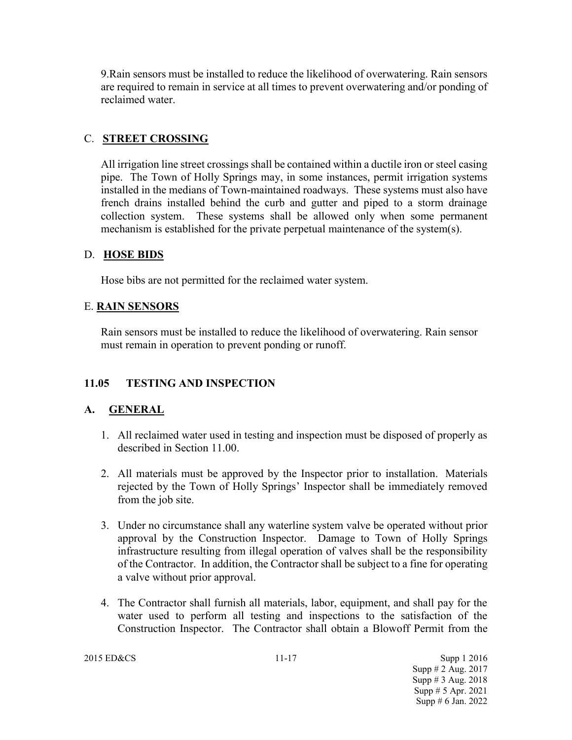9.Rain sensors must be installed to reduce the likelihood of overwatering. Rain sensors are required to remain in service at all times to prevent overwatering and/or ponding of reclaimed water.

## C. **STREET CROSSING**

All irrigation line street crossings shall be contained within a ductile iron or steel casing pipe. The Town of Holly Springs may, in some instances, permit irrigation systems installed in the medians of Town-maintained roadways. These systems must also have french drains installed behind the curb and gutter and piped to a storm drainage collection system. These systems shall be allowed only when some permanent mechanism is established for the private perpetual maintenance of the system(s).

## D. **HOSE BIDS**

Hose bibs are not permitted for the reclaimed water system.

## E. **RAIN SENSORS**

Rain sensors must be installed to reduce the likelihood of overwatering. Rain sensor must remain in operation to prevent ponding or runoff.

# 11.05 TESTING AND INSPECTION

## A. **GENERAL**

1. All reclaimed water used in testing and inspection must be disposed of properly as described in Section 11.00.
2. All materials must be approved by the Inspector prior to installation. Materials rejected by the Town of Holly Springs' Inspector shall be immediately removed from the job site.
3. Under no circumstance shall any waterline system valve be operated without prior approval by the Construction Inspector. Damage to Town of Holly Springs infrastructure resulting from illegal operation of valves shall be the responsibility of the Contractor. In addition, the Contractor shall be subject to a fine for operating a valve without prior approval.
4. The Contractor shall furnish all materials, labor, equipment, and shall pay for the water used to perform all testing and inspections to the satisfaction of the Construction Inspector. The Contractor shall obtain a Blowoff Permit from the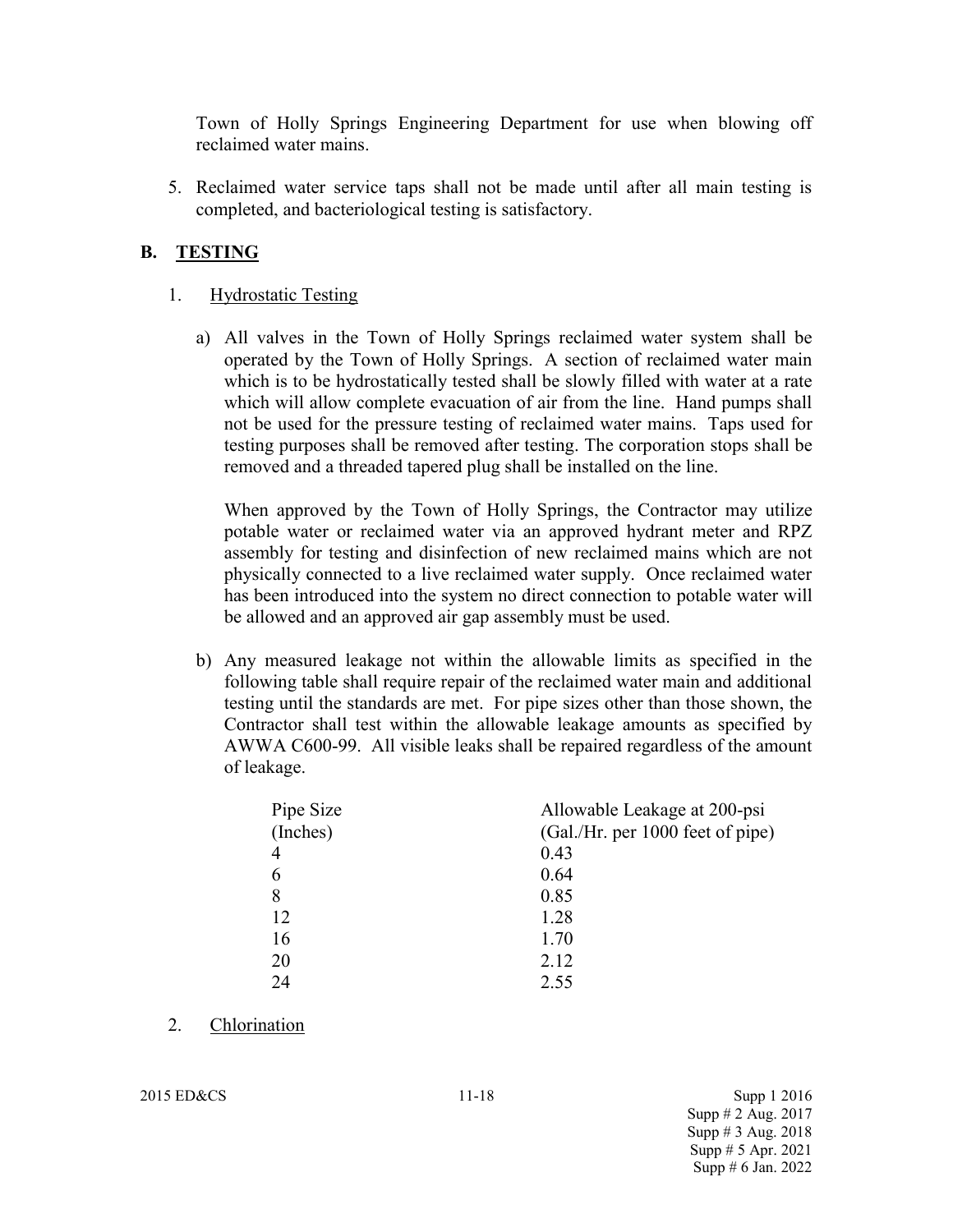Town of Holly Springs Engineering Department for use when blowing off reclaimed water mains.

5. Reclaimed water service taps shall not be made until after all main testing is completed, and bacteriological testing is satisfactory.

## B. TESTING

1. Hydrostatic Testing

   a) All valves in the Town of Holly Springs reclaimed water system shall be operated by the Town of Holly Springs. A section of reclaimed water main which is to be hydrostatically tested shall be slowly filled with water at a rate which will allow complete evacuation of air from the line. Hand pumps shall not be used for the pressure testing of reclaimed water mains. Taps used for testing purposes shall be removed after testing. The corporation stops shall be removed and a threaded tapered plug shall be installed on the line.

   When approved by the Town of Holly Springs, the Contractor may utilize potable water or reclaimed water via an approved hydrant meter and RPZ assembly for testing and disinfection of new reclaimed mains which are not physically connected to a live reclaimed water supply. Once reclaimed water has been introduced into the system no direct connection to potable water will be allowed and an approved air gap assembly must be used.

   b) Any measured leakage not within the allowable limits as specified in the following table shall require repair of the reclaimed water main and additional testing until the standards are met. For pipe sizes other than those shown, the Contractor shall test within the allowable leakage amounts as specified by AWWA C600-99. All visible leaks shall be repaired regardless of the amount of leakage.

| Pipe Size (Inches) | Allowable Leakage at 200-psi (Gal./Hr. per 1000 feet of pipe) |
|---|---|
| 4 | 0.43 |
| 6 | 0.64 |
| 8 | 0.85 |
| 12 | 1.28 |
| 16 | 1.70 |
| 20 | 2.12 |
| 24 | 2.55 |

2. Chlorination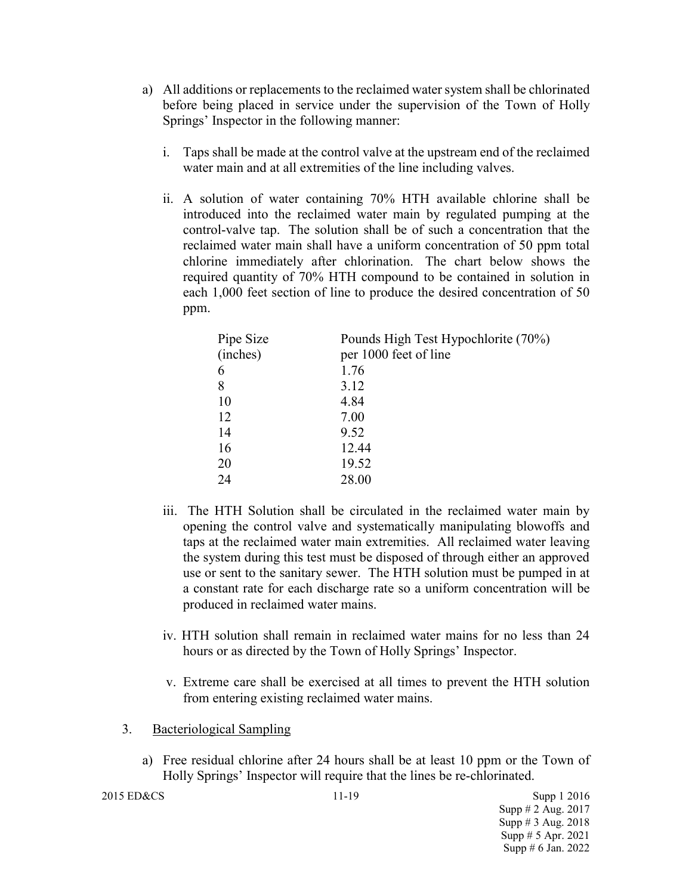a) All additions or replacements to the reclaimed water system shall be chlorinated before being placed in service under the supervision of the Town of Holly Springs' Inspector in the following manner:

   i. Taps shall be made at the control valve at the upstream end of the reclaimed water main and at all extremities of the line including valves.

   ii. A solution of water containing 70% HTH available chlorine shall be introduced into the reclaimed water main by regulated pumping at the control-valve tap. The solution shall be of such a concentration that the reclaimed water main shall have a uniform concentration of 50 ppm total chlorine immediately after chlorination. The chart below shows the required quantity of 70% HTH compound to be contained in solution in each 1,000 feet section of line to produce the desired concentration of 50 ppm.

| Pipe Size (inches) | Pounds High Test Hypochlorite (70%) per 1000 feet of line |
|---|---|
| 6 | 1.76 |
| 8 | 3.12 |
| 10 | 4.84 |
| 12 | 7.00 |
| 14 | 9.52 |
| 16 | 12.44 |
| 20 | 19.52 |
| 24 | 28.00 |

   iii. The HTH Solution shall be circulated in the reclaimed water main by opening the control valve and systematically manipulating blowoffs and taps at the reclaimed water main extremities. All reclaimed water leaving the system during this test must be disposed of through either an approved use or sent to the sanitary sewer. The HTH solution must be pumped in at a constant rate for each discharge rate so a uniform concentration will be produced in reclaimed water mains.

   iv. HTH solution shall remain in reclaimed water mains for no less than 24 hours or as directed by the Town of Holly Springs' Inspector.

   v. Extreme care shall be exercised at all times to prevent the HTH solution from entering existing reclaimed water mains.

3. Bacteriological Sampling

   a) Free residual chlorine after 24 hours shall be at least 10 ppm or the Town of Holly Springs' Inspector will require that the lines be re-chlorinated.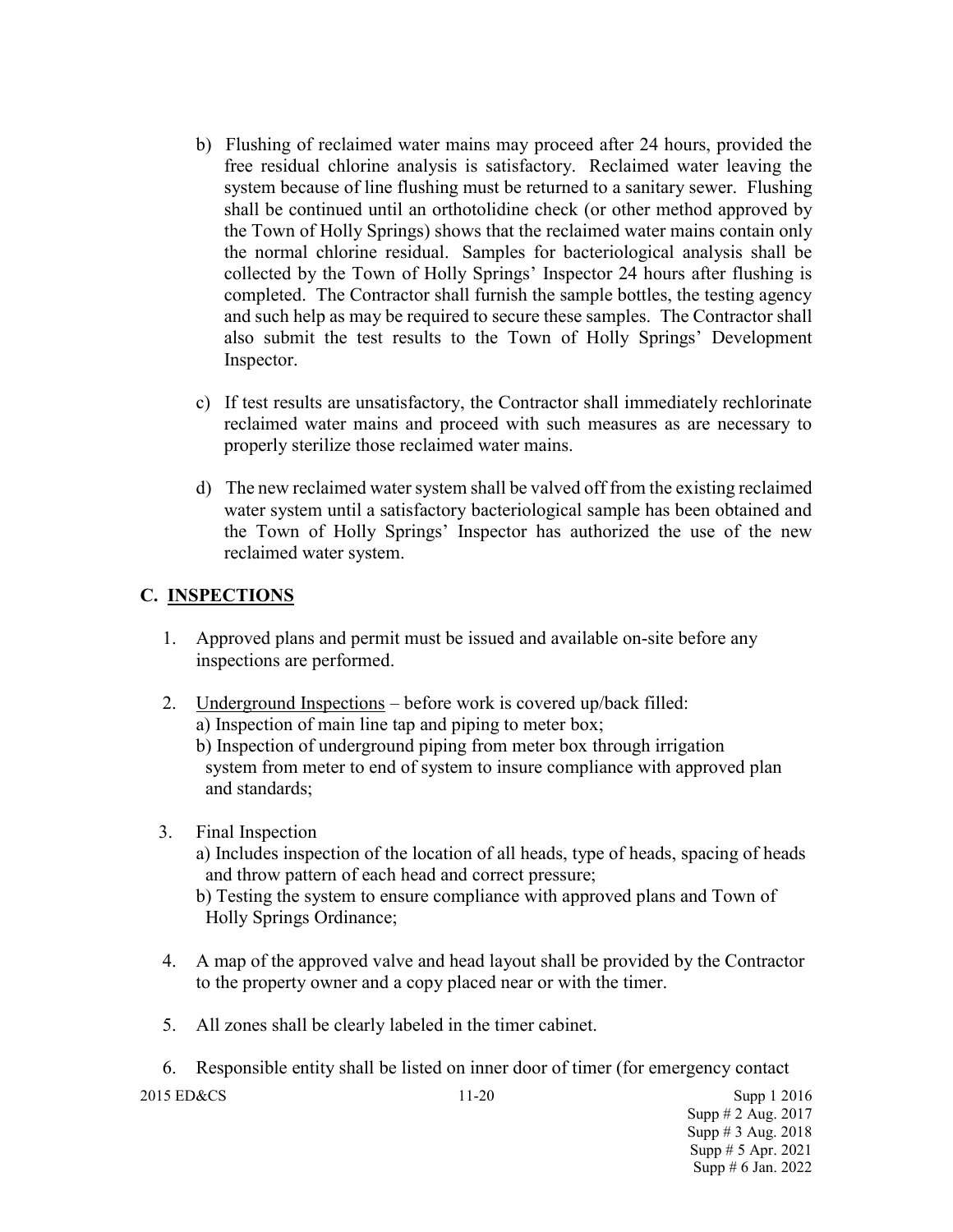b) Flushing of reclaimed water mains may proceed after 24 hours, provided the free residual chlorine analysis is satisfactory. Reclaimed water leaving the system because of line flushing must be returned to a sanitary sewer. Flushing shall be continued until an orthotolidine check (or other method approved by the Town of Holly Springs) shows that the reclaimed water mains contain only the normal chlorine residual. Samples for bacteriological analysis shall be collected by the Town of Holly Springs' Inspector 24 hours after flushing is completed. The Contractor shall furnish the sample bottles, the testing agency and such help as may be required to secure these samples. The Contractor shall also submit the test results to the Town of Holly Springs' Development Inspector.

c) If test results are unsatisfactory, the Contractor shall immediately rechlorinate reclaimed water mains and proceed with such measures as are necessary to properly sterilize those reclaimed water mains.

d) The new reclaimed water system shall be valved off from the existing reclaimed water system until a satisfactory bacteriological sample has been obtained and the Town of Holly Springs' Inspector has authorized the use of the new reclaimed water system.

## C. INSPECTIONS

1. Approved plans and permit must be issued and available on-site before any inspections are performed.

2. Underground Inspections – before work is covered up/back filled:
   a) Inspection of main line tap and piping to meter box;
   b) Inspection of underground piping from meter box through irrigation system from meter to end of system to insure compliance with approved plan and standards;

3. Final Inspection
   a) Includes inspection of the location of all heads, type of heads, spacing of heads and throw pattern of each head and correct pressure;
   b) Testing the system to ensure compliance with approved plans and Town of Holly Springs Ordinance;

4. A map of the approved valve and head layout shall be provided by the Contractor to the property owner and a copy placed near or with the timer.

5. All zones shall be clearly labeled in the timer cabinet.

6. Responsible entity shall be listed on inner door of timer (for emergency contact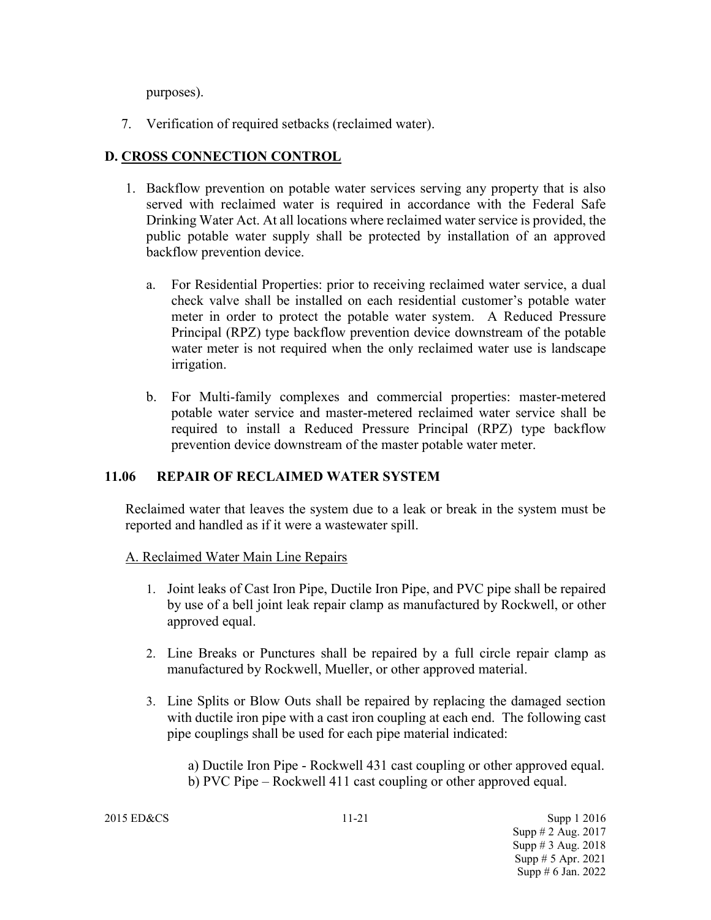purposes).

7. Verification of required setbacks (reclaimed water).

### D. <u>CROSS CONNECTION CONTROL</u>

1. Backflow prevention on potable water services serving any property that is also served with reclaimed water is required in accordance with the Federal Safe Drinking Water Act. At all locations where reclaimed water service is provided, the public potable water supply shall be protected by installation of an approved backflow prevention device.

   a. For Residential Properties: prior to receiving reclaimed water service, a dual check valve shall be installed on each residential customer's potable water meter in order to protect the potable water system. A Reduced Pressure Principal (RPZ) type backflow prevention device downstream of the potable water meter is not required when the only reclaimed water use is landscape irrigation.

   b. For Multi-family complexes and commercial properties: master-metered potable water service and master-metered reclaimed water service shall be required to install a Reduced Pressure Principal (RPZ) type backflow prevention device downstream of the master potable water meter.

## 11.06 REPAIR OF RECLAIMED WATER SYSTEM

Reclaimed water that leaves the system due to a leak or break in the system must be reported and handled as if it were a wastewater spill.

<u>A. Reclaimed Water Main Line Repairs</u>

1. Joint leaks of Cast Iron Pipe, Ductile Iron Pipe, and PVC pipe shall be repaired by use of a bell joint leak repair clamp as manufactured by Rockwell, or other approved equal.

2. Line Breaks or Punctures shall be repaired by a full circle repair clamp as manufactured by Rockwell, Mueller, or other approved material.

3. Line Splits or Blow Outs shall be repaired by replacing the damaged section with ductile iron pipe with a cast iron coupling at each end. The following cast pipe couplings shall be used for each pipe material indicated:

   a) Ductile Iron Pipe - Rockwell 431 cast coupling or other approved equal.
   b) PVC Pipe – Rockwell 411 cast coupling or other approved equal.

2015 ED&CS 11-21 Supp 1 2016
Supp # 2 Aug. 2017
Supp # 3 Aug. 2018
Supp # 5 Apr. 2021
Supp # 6 Jan. 2022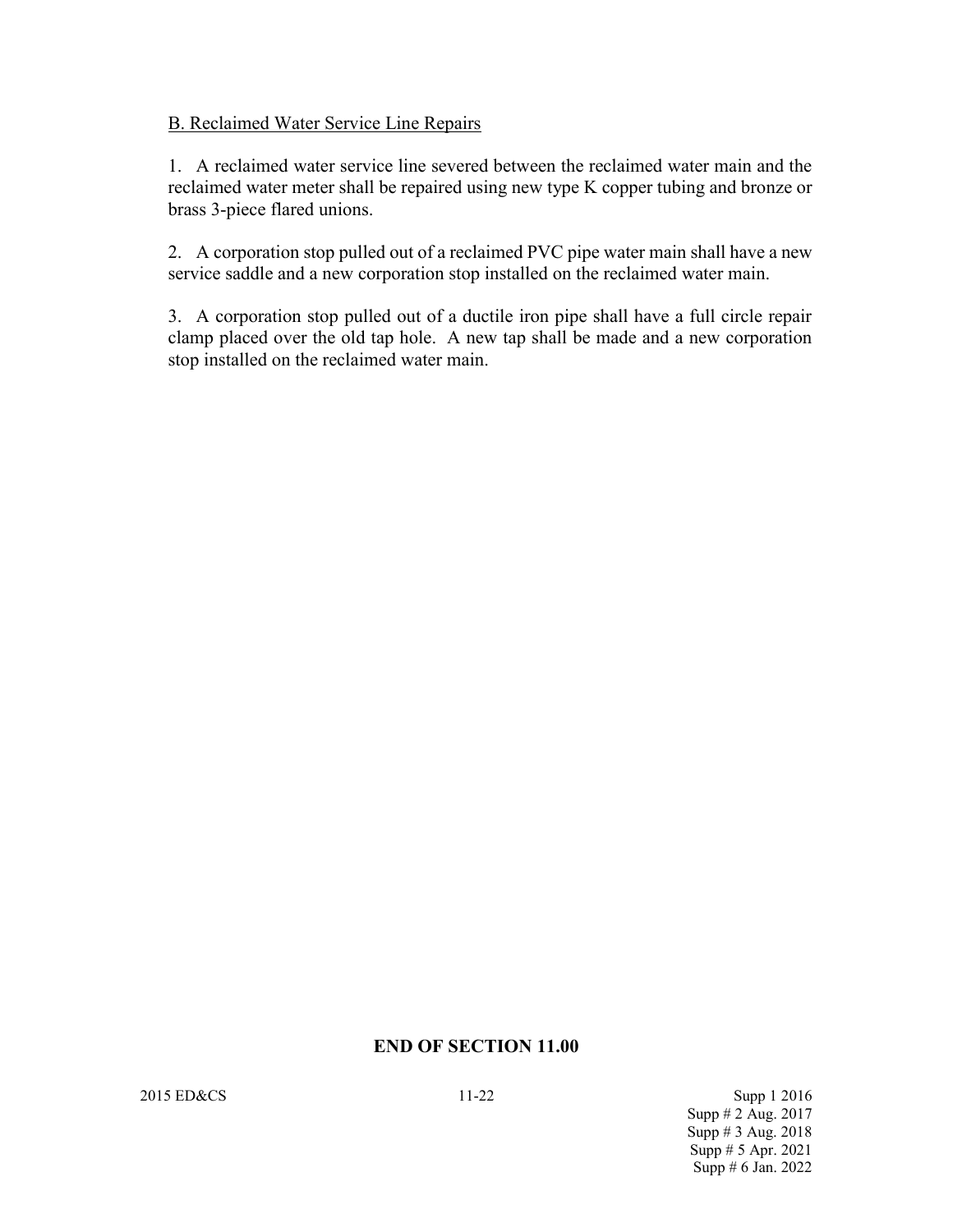B. Reclaimed Water Service Line Repairs

1. A reclaimed water service line severed between the reclaimed water main and the reclaimed water meter shall be repaired using new type K copper tubing and bronze or brass 3-piece flared unions.

2. A corporation stop pulled out of a reclaimed PVC pipe water main shall have a new service saddle and a new corporation stop installed on the reclaimed water main.

3. A corporation stop pulled out of a ductile iron pipe shall have a full circle repair clamp placed over the old tap hole. A new tap shall be made and a new corporation stop installed on the reclaimed water main.

**END OF SECTION 11.00**